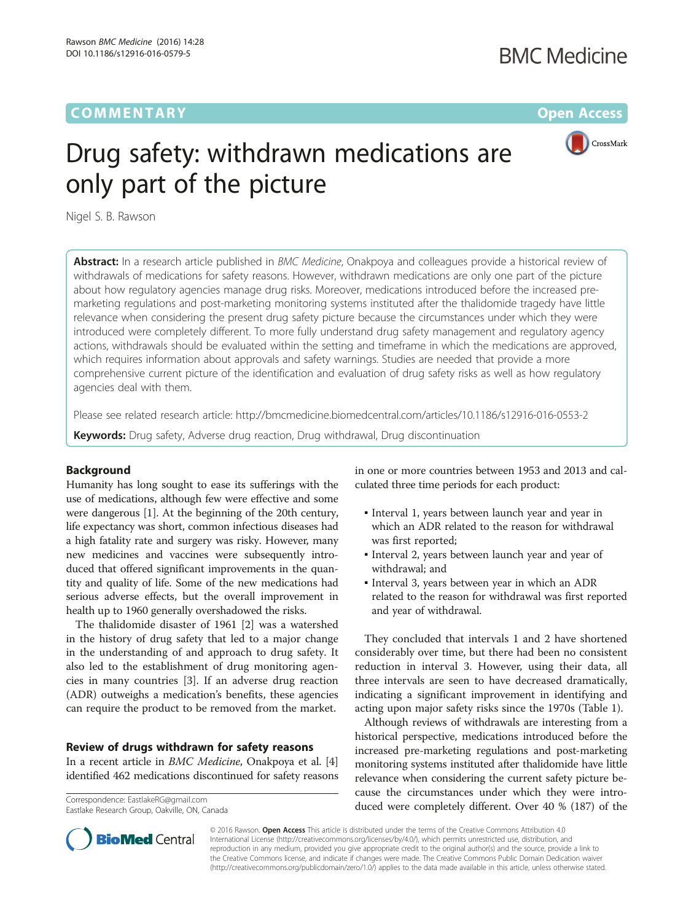COMMENTARY

Open Access

# Drug safety: withdrawn medications are only part of the picture

Nigel S. B. Rawson

**Abstract:** In a research article published in *BMC Medicine*, Onakpoya and colleagues provide a historical review of withdrawals of medications for safety reasons. However, withdrawn medications are only one part of the picture about how regulatory agencies manage drug risks. Moreover, medications introduced before the increased pre-marketing regulations and post-marketing monitoring systems instituted after the thalidomide tragedy have little relevance when considering the present drug safety picture because the circumstances under which they were introduced were completely different. To more fully understand drug safety management and regulatory agency actions, withdrawals should be evaluated within the setting and timeframe in which the medications are approved, which requires information about approvals and safety warnings. Studies are needed that provide a more comprehensive current picture of the identification and evaluation of drug safety risks as well as how regulatory agencies deal with them.

Please see related research article: http://bmcmedicine.biomedcentral.com/articles/10.1186/s12916-016-0553-2

**Keywords:** Drug safety, Adverse drug reaction, Drug withdrawal, Drug discontinuation

## Background

Humanity has long sought to ease its sufferings with the use of medications, although few were effective and some were dangerous [1]. At the beginning of the 20th century, life expectancy was short, common infectious diseases had a high fatality rate and surgery was risky. However, many new medicines and vaccines were subsequently introduced that offered significant improvements in the quantity and quality of life. Some of the new medications had serious adverse effects, but the overall improvement in health up to 1960 generally overshadowed the risks.

The thalidomide disaster of 1961 [2] was a watershed in the history of drug safety that led to a major change in the understanding of and approach to drug safety. It also led to the establishment of drug monitoring agencies in many countries [3]. If an adverse drug reaction (ADR) outweighs a medication's benefits, these agencies can require the product to be removed from the market.

## Review of drugs withdrawn for safety reasons

In a recent article in *BMC Medicine*, Onakpoya et al. [4] identified 462 medications discontinued for safety reasons in one or more countries between 1953 and 2013 and calculated three time periods for each product:

- Interval 1, years between launch year and year in which an ADR related to the reason for withdrawal was first reported;
- Interval 2, years between launch year and year of withdrawal; and
- Interval 3, years between year in which an ADR related to the reason for withdrawal was first reported and year of withdrawal.

They concluded that intervals 1 and 2 have shortened considerably over time, but there had been no consistent reduction in interval 3. However, using their data, all three intervals are seen to have decreased dramatically, indicating a significant improvement in identifying and acting upon major safety risks since the 1970s (Table 1).

Although reviews of withdrawals are interesting from a historical perspective, medications introduced before the increased pre-marketing regulations and post-marketing monitoring systems instituted after thalidomide have little relevance when considering the current safety picture because the circumstances under which they were introduced were completely different. Over 40 % (187) of the

Correspondence: EastlakeRG@gmail.com
Eastlake Research Group, Oakville, ON, Canada

© 2016 Rawson. **Open Access** This article is distributed under the terms of the Creative Commons Attribution 4.0 International License (http://creativecommons.org/licenses/by/4.0/), which permits unrestricted use, distribution, and reproduction in any medium, provided you give appropriate credit to the original author(s) and the source, provide a link to the Creative Commons license, and indicate if changes were made. The Creative Commons Public Domain Dedication waiver (http://creativecommons.org/publicdomain/zero/1.0/) applies to the data made available in this article, unless otherwise stated.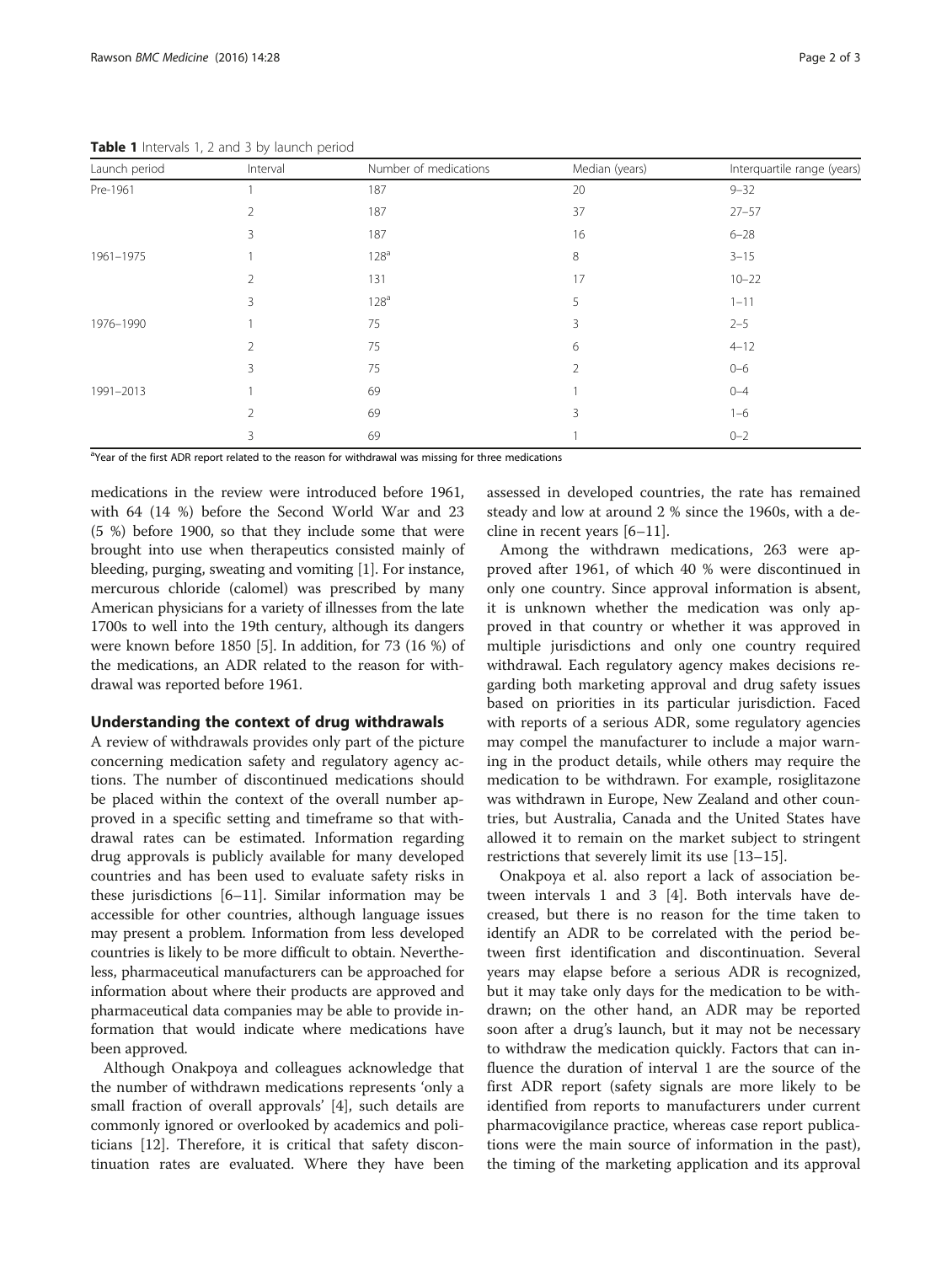**Table 1** Intervals 1, 2 and 3 by launch period

| Launch period | Interval | Number of medications | Median (years) | Interquartile range (years) |
|---|---|---|---|---|
| Pre-1961 | 1 | 187 | 20 | 9–32 |
| | 2 | 187 | 37 | 27–57 |
| | 3 | 187 | 16 | 6–28 |
| 1961–1975 | 1 | 128[a] | 8 | 3–15 |
| | 2 | 131 | 17 | 10–22 |
| | 3 | 128[a] | 5 | 1–11 |
| 1976–1990 | 1 | 75 | 3 | 2–5 |
| | 2 | 75 | 6 | 4–12 |
| | 3 | 75 | 2 | 0–6 |
| 1991–2013 | 1 | 69 | 1 | 0–4 |
| | 2 | 69 | 3 | 1–6 |
| | 3 | 69 | 1 | 0–2 |

[a]Year of the first ADR report related to the reason for withdrawal was missing for three medications

medications in the review were introduced before 1961, with 64 (14 %) before the Second World War and 23 (5 %) before 1900, so that they include some that were brought into use when therapeutics consisted mainly of bleeding, purging, sweating and vomiting [1]. For instance, mercurous chloride (calomel) was prescribed by many American physicians for a variety of illnesses from the late 1700s to well into the 19th century, although its dangers were known before 1850 [5]. In addition, for 73 (16 %) of the medications, an ADR related to the reason for withdrawal was reported before 1961.

## Understanding the context of drug withdrawals

A review of withdrawals provides only part of the picture concerning medication safety and regulatory agency actions. The number of discontinued medications should be placed within the context of the overall number approved in a specific setting and timeframe so that withdrawal rates can be estimated. Information regarding drug approvals is publicly available for many developed countries and has been used to evaluate safety risks in these jurisdictions [6–11]. Similar information may be accessible for other countries, although language issues may present a problem. Information from less developed countries is likely to be more difficult to obtain. Nevertheless, pharmaceutical manufacturers can be approached for information about where their products are approved and pharmaceutical data companies may be able to provide information that would indicate where medications have been approved.

Although Onakpoya and colleagues acknowledge that the number of withdrawn medications represents 'only a small fraction of overall approvals' [4], such details are commonly ignored or overlooked by academics and politicians [12]. Therefore, it is critical that safety discontinuation rates are evaluated. Where they have been assessed in developed countries, the rate has remained steady and low at around 2 % since the 1960s, with a decline in recent years [6–11].

Among the withdrawn medications, 263 were approved after 1961, of which 40 % were discontinued in only one country. Since approval information is absent, it is unknown whether the medication was only approved in that country or whether it was approved in multiple jurisdictions and only one country required withdrawal. Each regulatory agency makes decisions regarding both marketing approval and drug safety issues based on priorities in its particular jurisdiction. Faced with reports of a serious ADR, some regulatory agencies may compel the manufacturer to include a major warning in the product details, while others may require the medication to be withdrawn. For example, rosiglitazone was withdrawn in Europe, New Zealand and other countries, but Australia, Canada and the United States have allowed it to remain on the market subject to stringent restrictions that severely limit its use [13–15].

Onakpoya et al. also report a lack of association between intervals 1 and 3 [4]. Both intervals have decreased, but there is no reason for the time taken to identify an ADR to be correlated with the period between first identification and discontinuation. Several years may elapse before a serious ADR is recognized, but it may take only days for the medication to be withdrawn; on the other hand, an ADR may be reported soon after a drug's launch, but it may not be necessary to withdraw the medication quickly. Factors that can influence the duration of interval 1 are the source of the first ADR report (safety signals are more likely to be identified from reports to manufacturers under current pharmacovigilance practice, whereas case report publications were the main source of information in the past), the timing of the marketing application and its approval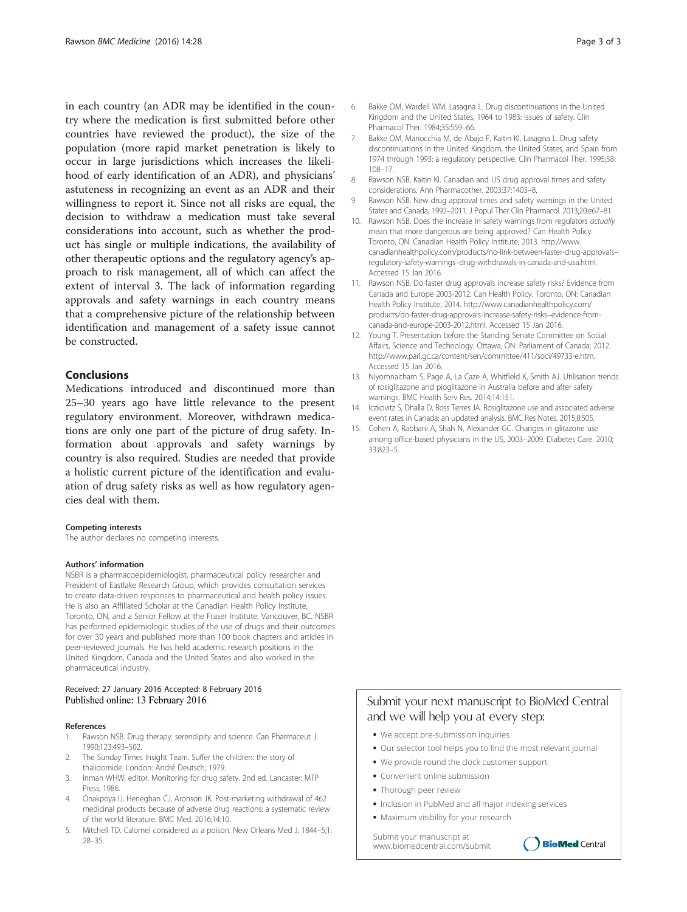in each country (an ADR may be identified in the country where the medication is first submitted before other countries have reviewed the product), the size of the population (more rapid market penetration is likely to occur in large jurisdictions which increases the likelihood of early identification of an ADR), and physicians' astuteness in recognizing an event as an ADR and their willingness to report it. Since not all risks are equal, the decision to withdraw a medication must take several considerations into account, such as whether the product has single or multiple indications, the availability of other therapeutic options and the regulatory agency's approach to risk management, all of which can affect the extent of interval 3. The lack of information regarding approvals and safety warnings in each country means that a comprehensive picture of the relationship between identification and management of a safety issue cannot be constructed.

## Conclusions

Medications introduced and discontinued more than 25–30 years ago have little relevance to the present regulatory environment. Moreover, withdrawn medications are only one part of the picture of drug safety. Information about approvals and safety warnings by country is also required. Studies are needed that provide a holistic current picture of the identification and evaluation of drug safety risks as well as how regulatory agencies deal with them.

#### Competing interests

The author declares no competing interests.

#### Authors' information

NSBR is a pharmacoepidemiologist, pharmaceutical policy researcher and President of Eastlake Research Group, which provides consultation services to create data-driven responses to pharmaceutical and health policy issues. He is also an Affiliated Scholar at the Canadian Health Policy Institute, Toronto, ON, and a Senior Fellow at the Fraser Institute, Vancouver, BC. NSBR has performed epidemiologic studies of the use of drugs and their outcomes for over 30 years and published more than 100 book chapters and articles in peer-reviewed journals. He has held academic research positions in the United Kingdom, Canada and the United States and also worked in the pharmaceutical industry.

Received: 27 January 2016 Accepted: 8 February 2016
Published online: 13 February 2016

#### References

1. Rawson NSB. Drug therapy: serendipity and science. Can Pharmaceut J. 1990;123:493–502.
2. The Sunday Times Insight Team. Suffer the children: the story of thalidomide. London: André Deutsch; 1979.
3. Inman WHW, editor. Monitoring for drug safety. 2nd ed. Lancaster: MTP Press; 1986.
4. Onakpoya IJ, Heneghan CJ, Aronson JK. Post-marketing withdrawal of 462 medicinal products because of adverse drug reactions: a systematic review of the world literature. BMC Med. 2016;14:10.
5. Mitchell TD. Calomel considered as a poison. New Orleans Med J. 1844–5;1: 28–35.
6. Bakke OM, Wardell WM, Lasagna L. Drug discontinuations in the United Kingdom and the United States, 1964 to 1983: issues of safety. Clin Pharmacol Ther. 1984;35:559–66.
7. Bakke OM, Manocchia M, de Abajo F, Kaitin KI, Lasagna L. Drug safety discontinuations in the United Kingdom, the United States, and Spain from 1974 through 1993: a regulatory perspective. Clin Pharmacol Ther. 1995;58: 108–17.
8. Rawson NSB, Kaitin KI. Canadian and US drug approval times and safety considerations. Ann Pharmacother. 2003;37:1403–8.
9. Rawson NSB. New drug approval times and safety warnings in the United States and Canada, 1992–2011. J Popul Ther Clin Pharmacol. 2013;20:e67–81.
10. Rawson NSB. Does the increase in safety warnings from regulators *actually* mean that more dangerous are being approved? Can Health Policy. Toronto, ON: Canadian Health Policy Institute; 2013. http://www.canadianhealthpolicy.com/products/no-link-between-faster-drug-approvals–regulatory-safety-warnings–drug-withdrawals-in-canada-and-usa.html. Accessed 15 Jan 2016.
11. Rawson NSB. Do faster drug approvals increase safety risks? Evidence from Canada and Europe 2003-2012. Can Health Policy. Toronto, ON: Canadian Health Policy Institute; 2014. http://www.canadianhealthpolicy.com/products/do-faster-drug-approvals-increase-safety-risks–evidence-from-canada-and-europe-2003-2012.html. Accessed 15 Jan 2016.
12. Young T. Presentation before the Standing Senate Committee on Social Affairs, Science and Technology. Ottawa, ON: Parliament of Canada; 2012. http://www.parl.gc.ca/content/sen/committee/411/soci/49733-e.htm. Accessed 15 Jan 2016.
13. Niyomnaitham S, Page A, La Caze A, Whitfield K, Smith AJ. Utilisation trends of rosiglitazone and pioglitazone in Australia before and after safety warnings. BMC Health Serv Res. 2014;14:151.
14. Iczkovitz S, Dhalla D, Ross Terres JA. Rosiglitazone use and associated adverse event rates in Canada: an updated analysis. BMC Res Notes. 2015;8:505.
15. Cohen A, Rabbani A, Shah N, Alexander GC. Changes in glitazone use among office-based physicians in the US, 2003–2009. Diabetes Care. 2010; 33:823–5.